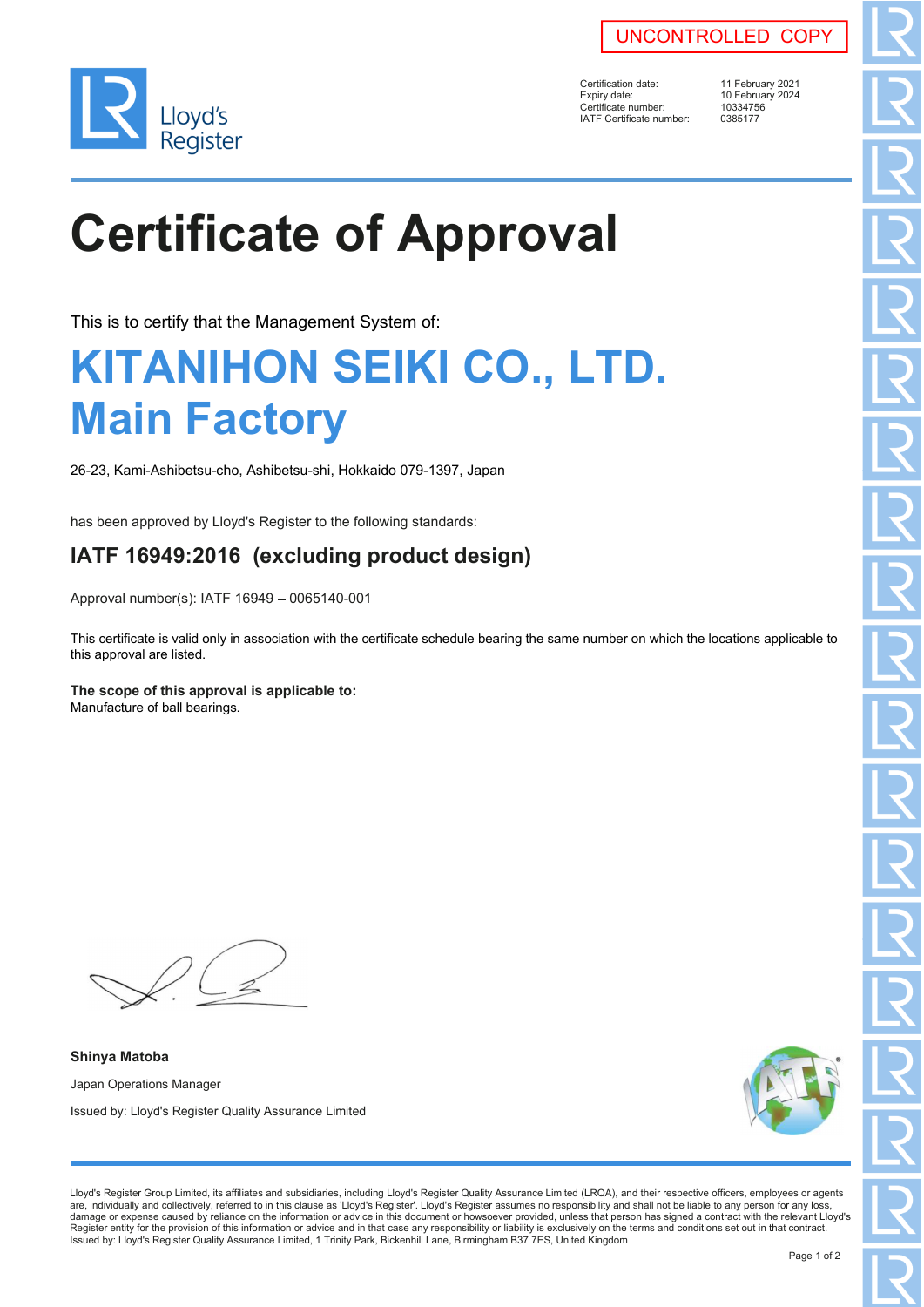UNCONTROLLED COPY

Lloyd's Register

| | |
|---|---|
| Certification date: | 11 February 2021 |
| Expiry date: | 10 February 2024 |
| Certificate number: | 10334756 |
| IATF Certificate number: | 0385177 |

# Certificate of Approval

This is to certify that the Management System of:

## KITANIHON SEIKI CO., LTD. Main Factory

26-23, Kami-Ashibetsu-cho, Ashibetsu-shi, Hokkaido 079-1397, Japan

has been approved by Lloyd's Register to the following standards:

### IATF 16949:2016 (excluding product design)

Approval number(s): IATF 16949 – 0065140-001

This certificate is valid only in association with the certificate schedule bearing the same number on which the locations applicable to this approval are listed.

**The scope of this approval is applicable to:**
Manufacture of ball bearings.

**Shinya Matoba**

Japan Operations Manager

Issued by: Lloyd's Register Quality Assurance Limited

Lloyd's Register Group Limited, its affiliates and subsidiaries, including Lloyd's Register Quality Assurance Limited (LRQA), and their respective officers, employees or agents are, individually and collectively, referred to in this clause as 'Lloyd's Register'. Lloyd's Register assumes no responsibility and shall not be liable to any person for any loss, damage or expense caused by reliance on the information or advice in this document or howsoever provided, unless that person has signed a contract with the relevant Lloyd's Register entity for the provision of this information or advice and in that case any responsibility or liability is exclusively on the terms and conditions set out in that contract.
Issued by: Lloyd's Register Quality Assurance Limited, 1 Trinity Park, Bickenhill Lane, Birmingham B37 7ES, United Kingdom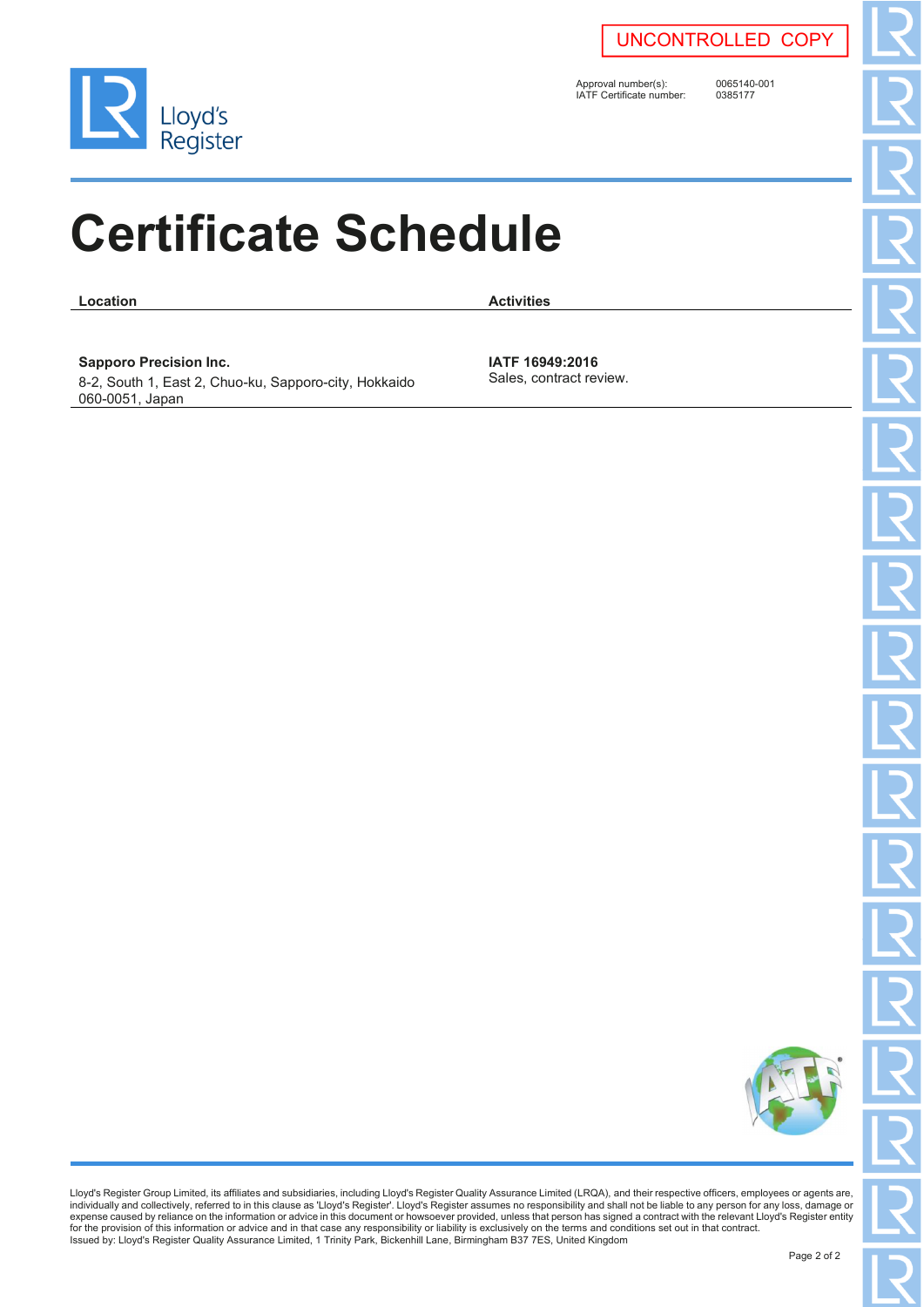UNCONTROLLED COPY

Approval number(s): 0065140-001
IATF Certificate number: 0385177

# Certificate Schedule

| Location | Activities |
| --- | --- |
| **Sapporo Precision Inc.**<br>8-2, South 1, East 2, Chuo-ku, Sapporo-city, Hokkaido 060-0051, Japan | **IATF 16949:2016**<br>Sales, contract review. |

Lloyd's Register Group Limited, its affiliates and subsidiaries, including Lloyd's Register Quality Assurance Limited (LRQA), and their respective officers, employees or agents are, individually and collectively, referred to in this clause as 'Lloyd's Register'. Lloyd's Register assumes no responsibility and shall not be liable to any person for any loss, damage or expense caused by reliance on the information or advice in this document or howsoever provided, unless that person has signed a contract with the relevant Lloyd's Register entity for the provision of this information or advice and in that case any responsibility or liability is exclusively on the terms and conditions set out in that contract.
Issued by: Lloyd's Register Quality Assurance Limited, 1 Trinity Park, Bickenhill Lane, Birmingham B37 7ES, United Kingdom